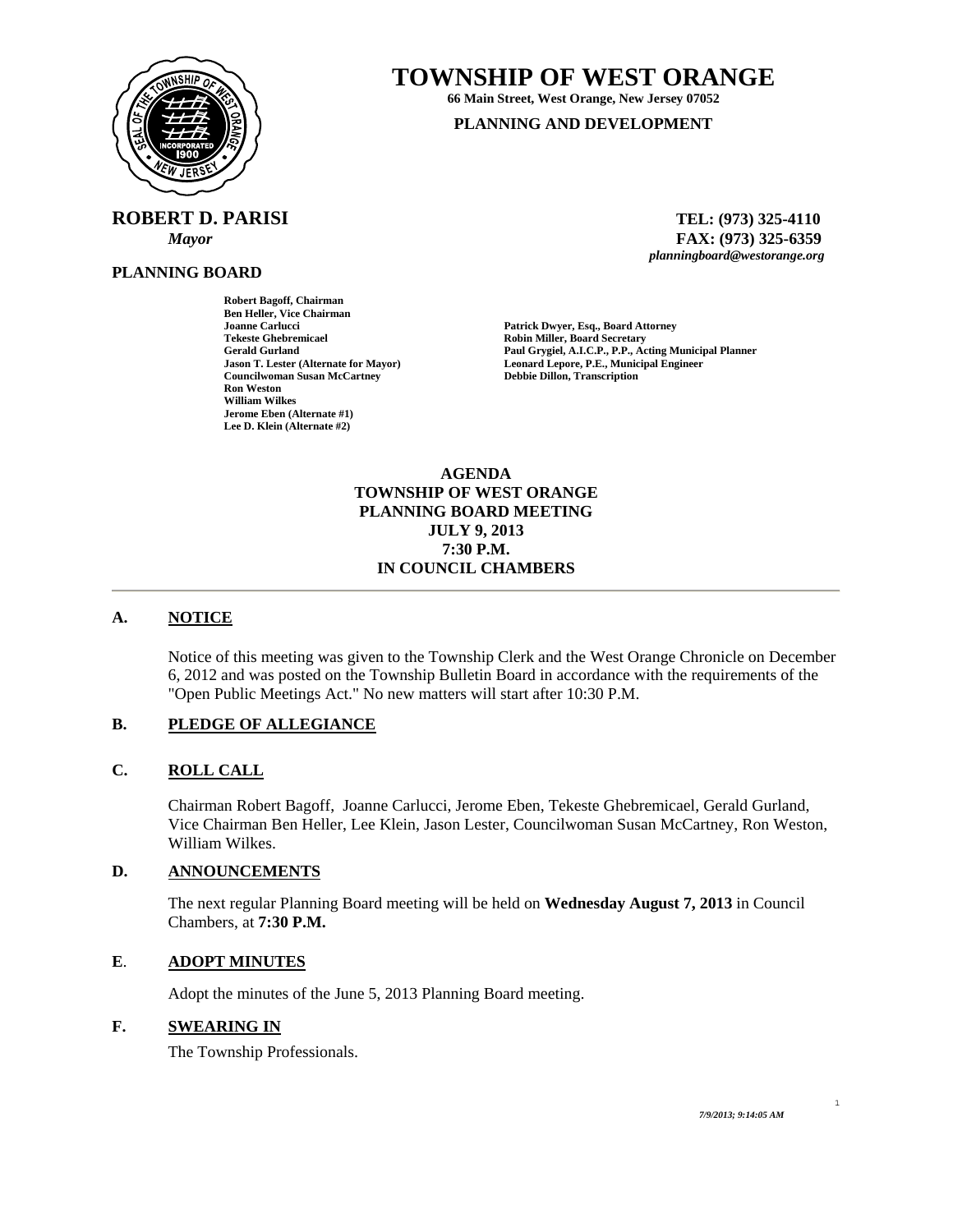# TOWNSHIP OF WEST ORANGE

**66 Main Street, West Orange, New Jersey 07052**

**PLANNING AND DEVELOPMENT**

**ROBERT D. PARISI**
*Mayor*

**TEL: (973) 325-4110**
**FAX: (973) 325-6359**
*planningboard@westorange.org*

**PLANNING BOARD**

**Robert Bagoff, Chairman**
**Ben Heller, Vice Chairman**
**Joanne Carlucci**
**Tekeste Ghebremicael**
**Gerald Gurland**
**Jason T. Lester (Alternate for Mayor)**
**Councilwoman Susan McCartney**
**Ron Weston**
**William Wilkes**
**Jerome Eben (Alternate #1)**
**Lee D. Klein (Alternate #2)**

**Patrick Dwyer, Esq., Board Attorney**
**Robin Miller, Board Secretary**
**Paul Grygiel, A.I.C.P., P.P., Acting Municipal Planner**
**Leonard Lepore, P.E., Municipal Engineer**
**Debbie Dillon, Transcription**

**AGENDA**
**TOWNSHIP OF WEST ORANGE**
**PLANNING BOARD MEETING**
**JULY 9, 2013**
**7:30 P.M.**
**IN COUNCIL CHAMBERS**

---

## A. NOTICE

Notice of this meeting was given to the Township Clerk and the West Orange Chronicle on December 6, 2012 and was posted on the Township Bulletin Board in accordance with the requirements of the "Open Public Meetings Act." No new matters will start after 10:30 P.M.

## B. PLEDGE OF ALLEGIANCE

## C. ROLL CALL

Chairman Robert Bagoff, Joanne Carlucci, Jerome Eben, Tekeste Ghebremicael, Gerald Gurland, Vice Chairman Ben Heller, Lee Klein, Jason Lester, Councilwoman Susan McCartney, Ron Weston, William Wilkes.

## D. ANNOUNCEMENTS

The next regular Planning Board meeting will be held on **Wednesday August 7, 2013** in Council Chambers, at **7:30 P.M.**

## E. ADOPT MINUTES

Adopt the minutes of the June 5, 2013 Planning Board meeting.

## F. SWEARING IN

The Township Professionals.

*7/9/2013; 9:14:05 AM*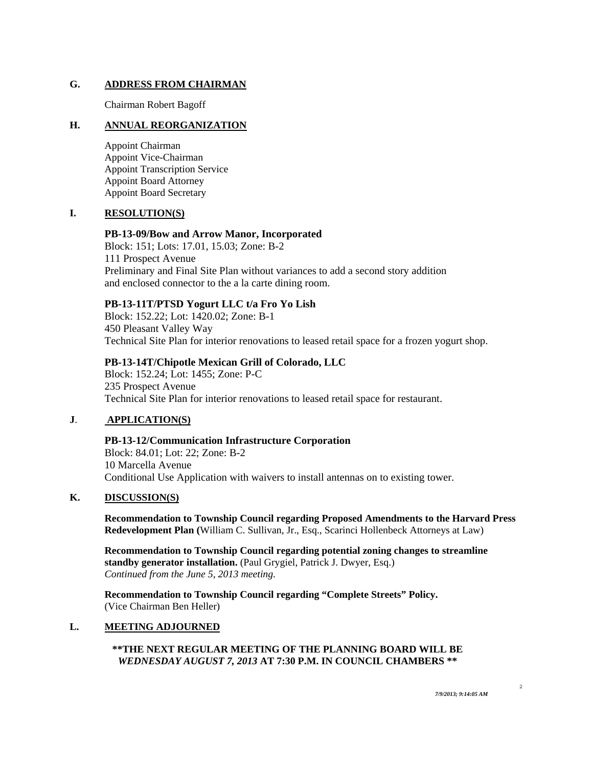## G. ADDRESS FROM CHAIRMAN

Chairman Robert Bagoff

## H. ANNUAL REORGANIZATION

Appoint Chairman
Appoint Vice-Chairman
Appoint Transcription Service
Appoint Board Attorney
Appoint Board Secretary

## I. RESOLUTION(S)

**PB-13-09/Bow and Arrow Manor, Incorporated**
Block: 151; Lots: 17.01, 15.03; Zone: B-2
111 Prospect Avenue
Preliminary and Final Site Plan without variances to add a second story addition and enclosed connector to the a la carte dining room.

**PB-13-11T/PTSD Yogurt LLC t/a Fro Yo Lish**
Block: 152.22; Lot: 1420.02; Zone: B-1
450 Pleasant Valley Way
Technical Site Plan for interior renovations to leased retail space for a frozen yogurt shop.

**PB-13-14T/Chipotle Mexican Grill of Colorado, LLC**
Block: 152.24; Lot: 1455; Zone: P-C
235 Prospect Avenue
Technical Site Plan for interior renovations to leased retail space for restaurant.

## J. APPLICATION(S)

**PB-13-12/Communication Infrastructure Corporation**
Block: 84.01; Lot: 22; Zone: B-2
10 Marcella Avenue
Conditional Use Application with waivers to install antennas on to existing tower.

## K. DISCUSSION(S)

**Recommendation to Township Council regarding Proposed Amendments to the Harvard Press Redevelopment Plan (**William C. Sullivan, Jr., Esq., Scarinci Hollenbeck Attorneys at Law)

**Recommendation to Township Council regarding potential zoning changes to streamline standby generator installation.** (Paul Grygiel, Patrick J. Dwyer, Esq.)
*Continued from the June 5, 2013 meeting.*

**Recommendation to Township Council regarding "Complete Streets" Policy.**
(Vice Chairman Ben Heller)

## L. MEETING ADJOURNED

**\*\*THE NEXT REGULAR MEETING OF THE PLANNING BOARD WILL BE *WEDNESDAY AUGUST 7, 2013* AT 7:30 P.M. IN COUNCIL CHAMBERS \*\***

*7/9/2013; 9:14:05 AM*